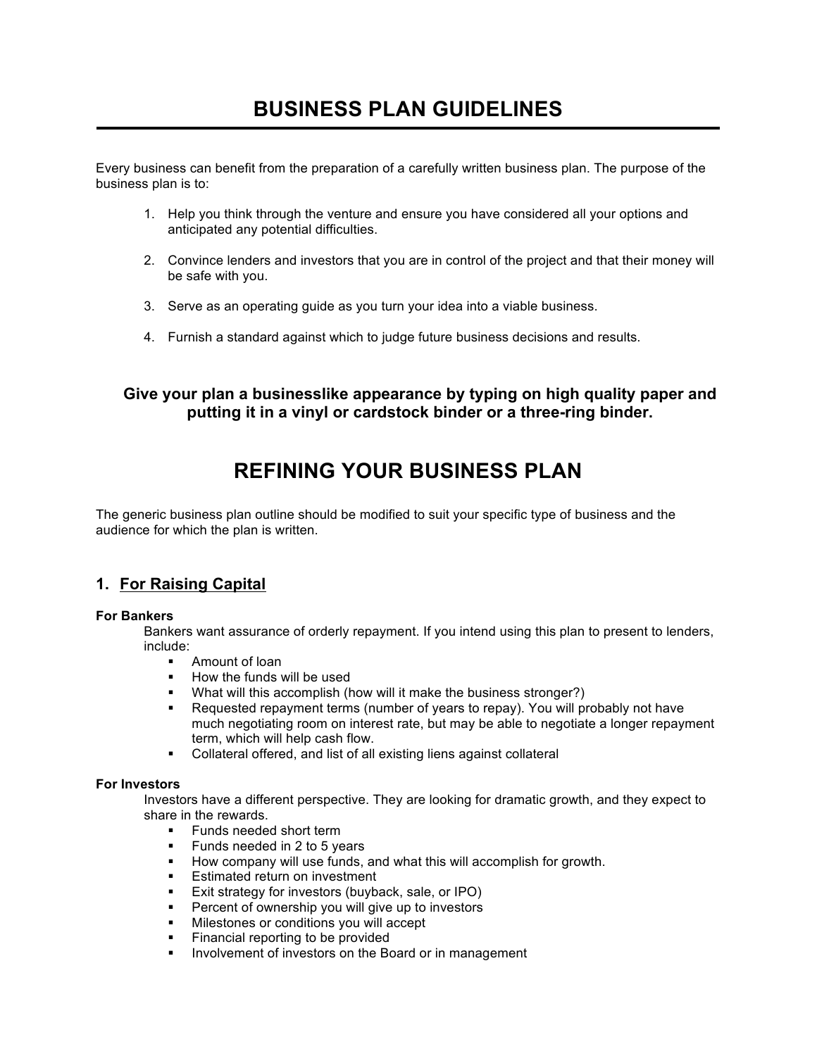# BUSINESS PLAN GUIDELINES

Every business can benefit from the preparation of a carefully written business plan. The purpose of the business plan is to:

1. Help you think through the venture and ensure you have considered all your options and anticipated any potential difficulties.

2. Convince lenders and investors that you are in control of the project and that their money will be safe with you.

3. Serve as an operating guide as you turn your idea into a viable business.

4. Furnish a standard against which to judge future business decisions and results.

**Give your plan a businesslike appearance by typing on high quality paper and putting it in a vinyl or cardstock binder or a three-ring binder.**

# REFINING YOUR BUSINESS PLAN

The generic business plan outline should be modified to suit your specific type of business and the audience for which the plan is written.

## 1. For Raising Capital

**For Bankers**

Bankers want assurance of orderly repayment. If you intend using this plan to present to lenders, include:

- Amount of loan
- How the funds will be used
- What will this accomplish (how will it make the business stronger?)
- Requested repayment terms (number of years to repay). You will probably not have much negotiating room on interest rate, but may be able to negotiate a longer repayment term, which will help cash flow.
- Collateral offered, and list of all existing liens against collateral

**For Investors**

Investors have a different perspective. They are looking for dramatic growth, and they expect to share in the rewards.

- Funds needed short term
- Funds needed in 2 to 5 years
- How company will use funds, and what this will accomplish for growth.
- Estimated return on investment
- Exit strategy for investors (buyback, sale, or IPO)
- Percent of ownership you will give up to investors
- Milestones or conditions you will accept
- Financial reporting to be provided
- Involvement of investors on the Board or in management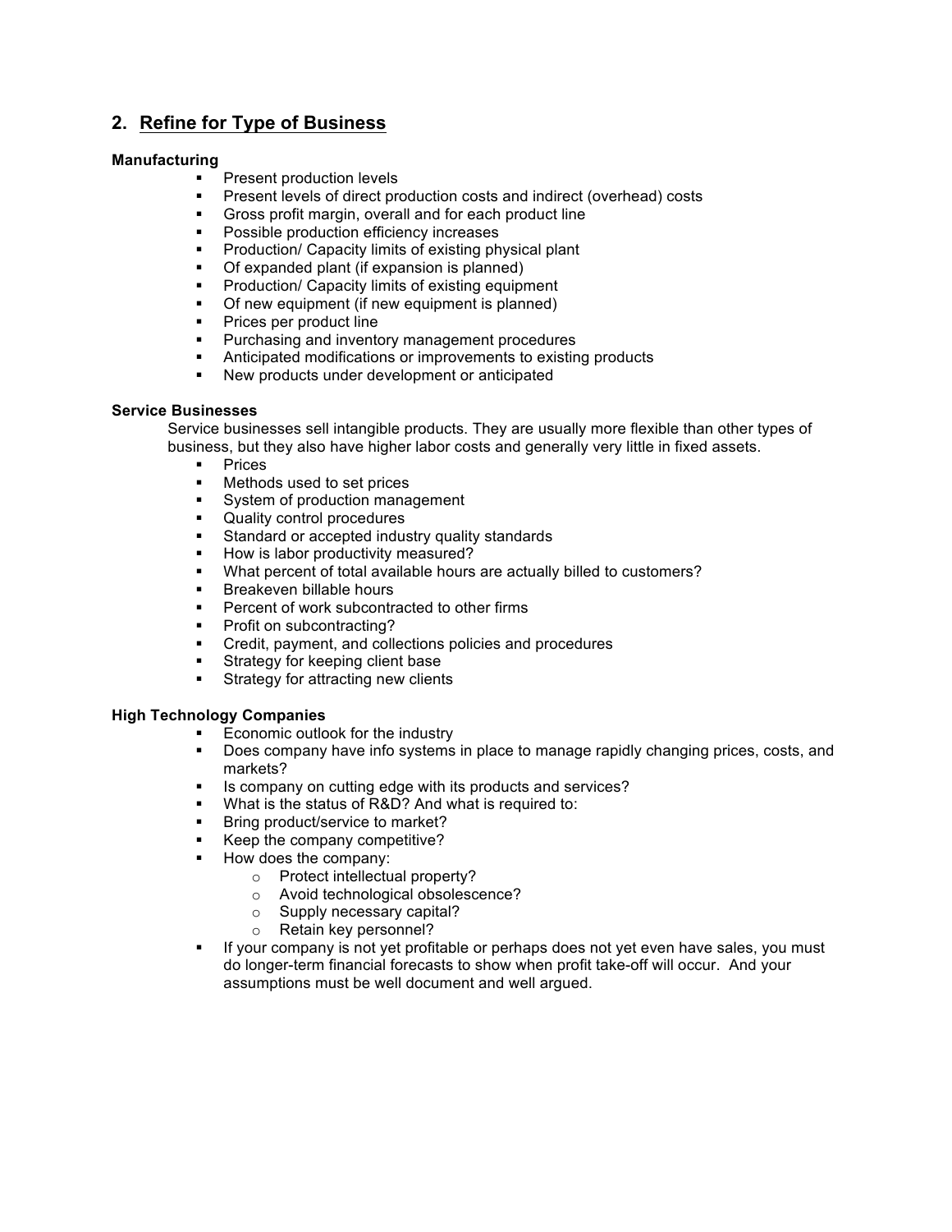## 2. Refine for Type of Business

**Manufacturing**

- Present production levels
- Present levels of direct production costs and indirect (overhead) costs
- Gross profit margin, overall and for each product line
- Possible production efficiency increases
- Production/ Capacity limits of existing physical plant
- Of expanded plant (if expansion is planned)
- Production/ Capacity limits of existing equipment
- Of new equipment (if new equipment is planned)
- Prices per product line
- Purchasing and inventory management procedures
- Anticipated modifications or improvements to existing products
- New products under development or anticipated

**Service Businesses**

Service businesses sell intangible products. They are usually more flexible than other types of business, but they also have higher labor costs and generally very little in fixed assets.

- Prices
- Methods used to set prices
- System of production management
- Quality control procedures
- Standard or accepted industry quality standards
- How is labor productivity measured?
- What percent of total available hours are actually billed to customers?
- Breakeven billable hours
- Percent of work subcontracted to other firms
- Profit on subcontracting?
- Credit, payment, and collections policies and procedures
- Strategy for keeping client base
- Strategy for attracting new clients

**High Technology Companies**

- Economic outlook for the industry
- Does company have info systems in place to manage rapidly changing prices, costs, and markets?
- Is company on cutting edge with its products and services?
- What is the status of R&D? And what is required to:
- Bring product/service to market?
- Keep the company competitive?
- How does the company:
    - Protect intellectual property?
    - Avoid technological obsolescence?
    - Supply necessary capital?
    - Retain key personnel?
- If your company is not yet profitable or perhaps does not yet even have sales, you must do longer-term financial forecasts to show when profit take-off will occur. And your assumptions must be well document and well argued.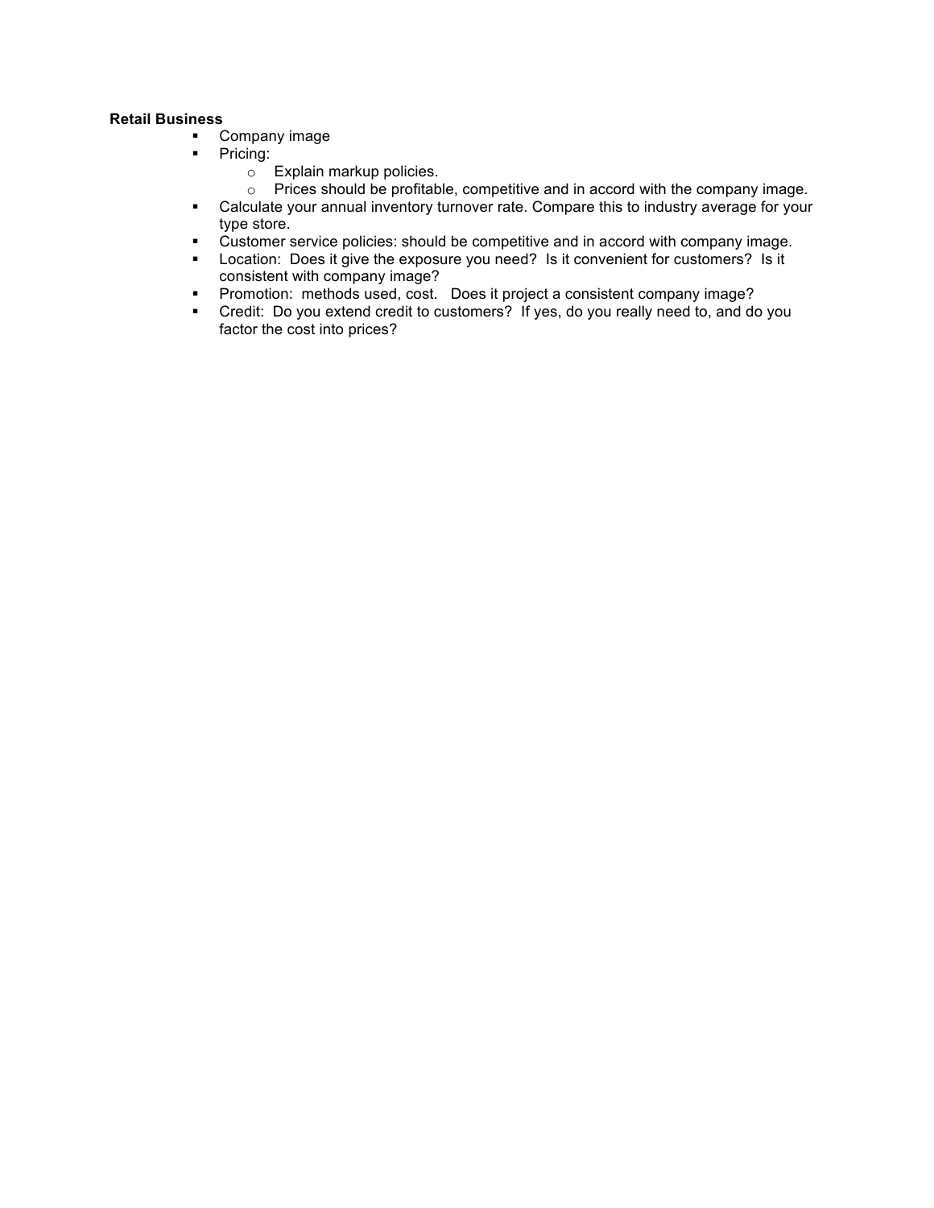**Retail Business**

- Company image
- Pricing:
  - Explain markup policies.
  - Prices should be profitable, competitive and in accord with the company image.
- Calculate your annual inventory turnover rate. Compare this to industry average for your type store.
- Customer service policies: should be competitive and in accord with company image.
- Location: Does it give the exposure you need? Is it convenient for customers? Is it consistent with company image?
- Promotion: methods used, cost. Does it project a consistent company image?
- Credit: Do you extend credit to customers? If yes, do you really need to, and do you factor the cost into prices?